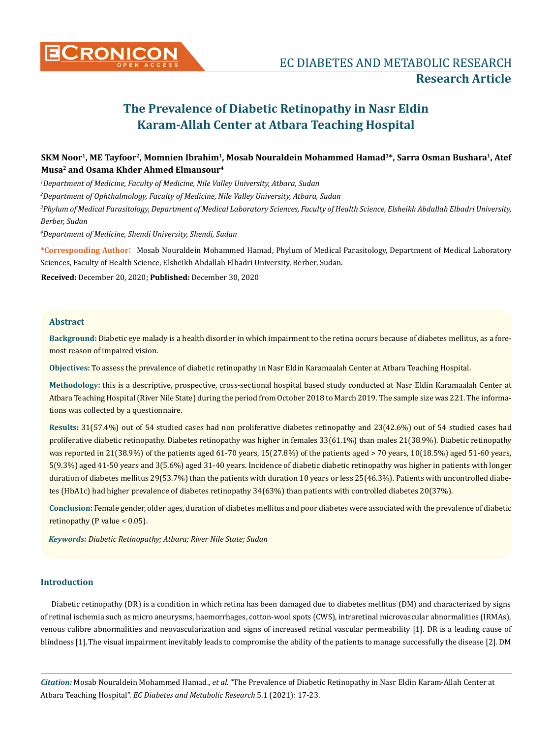# The Prevalence of Diabetic Retinopathy in Nasr Eldin Karam-Allah Center at Atbara Teaching Hospital

**SKM Noor[1], ME Tayfoor[2], Momnien Ibrahim[1], Mosab Nouraldein Mohammed Hamad[3]*, Sarra Osman Bushara[1], Atef Musa[2] and Osama Khder Ahmed Elmansour[4]**

[1]*Department of Medicine, Faculty of Medicine, Nile Valley University, Atbara, Sudan*

[2]*Department of Ophthalmology, Faculty of Medicine, Nile Valley University, Atbara, Sudan*

[3]*Phylum of Medical Parasitology, Department of Medical Laboratory Sciences, Faculty of Health Science, Elsheikh Abdallah Elbadri University, Berber, Sudan*

[4]*Department of Medicine, Shendi University, Shendi, Sudan*

**\*Corresponding Author:** Mosab Nouraldein Mohammed Hamad, Phylum of Medical Parasitology, Department of Medical Laboratory Sciences, Faculty of Health Science, Elsheikh Abdallah Elbadri University, Berber, Sudan.

**Received:** December 20, 2020; **Published:** December 30, 2020

## Abstract

**Background:** Diabetic eye malady is a health disorder in which impairment to the retina occurs because of diabetes mellitus, as a foremost reason of impaired vision.

**Objectives:** To assess the prevalence of diabetic retinopathy in Nasr Eldin Karamaalah Center at Atbara Teaching Hospital.

**Methodology:** this is a descriptive, prospective, cross-sectional hospital based study conducted at Nasr Eldin Karamaalah Center at Atbara Teaching Hospital (River Nile State) during the period from October 2018 to March 2019. The sample size was 221. The informations was collected by a questionnaire.

**Results:** 31(57.4%) out of 54 studied cases had non proliferative diabetes retinopathy and 23(42.6%) out of 54 studied cases had proliferative diabetic retinopathy. Diabetes retinopathy was higher in females 33(61.1%) than males 21(38.9%). Diabetic retinopathy was reported in 21(38.9%) of the patients aged 61-70 years, 15(27.8%) of the patients aged > 70 years, 10(18.5%) aged 51-60 years, 5(9.3%) aged 41-50 years and 3(5.6%) aged 31-40 years. Incidence of diabetic diabetic retinopathy was higher in patients with longer duration of diabetes mellitus 29(53.7%) than the patients with duration 10 years or less 25(46.3%). Patients with uncontrolled diabetes (HbA1c) had higher prevalence of diabetes retinopathy 34(63%) than patients with controlled diabetes 20(37%).

**Conclusion:** Female gender, older ages, duration of diabetes mellitus and poor diabetes were associated with the prevalence of diabetic retinopathy (P value < 0.05).

***Keywords:*** *Diabetic Retinopathy; Atbara; River Nile State; Sudan*

## Introduction

Diabetic retinopathy (DR) is a condition in which retina has been damaged due to diabetes mellitus (DM) and characterized by signs of retinal ischemia such as micro aneurysms, haemorrhages, cotton-wool spots (CWS), intraretinal microvascular abnormalities (IRMAs), venous calibre abnormalities and neovascularization and signs of increased retinal vascular permeability [1]. DR is a leading cause of blindness [1]. The visual impairment inevitably leads to compromise the ability of the patients to manage successfully the disease [2]. DM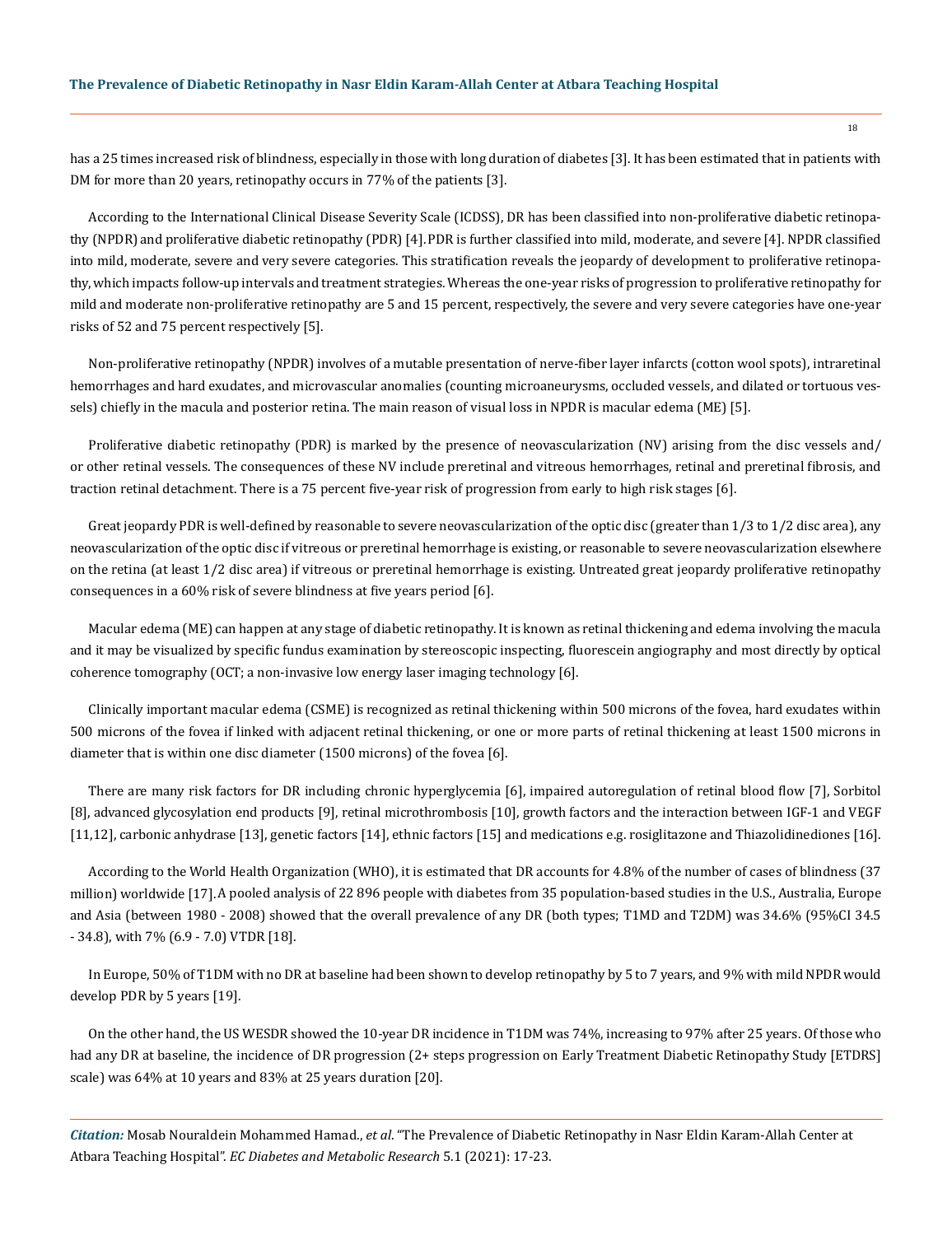has a 25 times increased risk of blindness, especially in those with long duration of diabetes [3]. It has been estimated that in patients with DM for more than 20 years, retinopathy occurs in 77% of the patients [3].

According to the International Clinical Disease Severity Scale (ICDSS), DR has been classified into non-proliferative diabetic retinopathy (NPDR) and proliferative diabetic retinopathy (PDR) [4]. PDR is further classified into mild, moderate, and severe [4]. NPDR classified into mild, moderate, severe and very severe categories. This stratification reveals the jeopardy of development to proliferative retinopathy, which impacts follow-up intervals and treatment strategies. Whereas the one-year risks of progression to proliferative retinopathy for mild and moderate non-proliferative retinopathy are 5 and 15 percent, respectively, the severe and very severe categories have one-year risks of 52 and 75 percent respectively [5].

Non-proliferative retinopathy (NPDR) involves of a mutable presentation of nerve-fiber layer infarcts (cotton wool spots), intraretinal hemorrhages and hard exudates, and microvascular anomalies (counting microaneurysms, occluded vessels, and dilated or tortuous vessels) chiefly in the macula and posterior retina. The main reason of visual loss in NPDR is macular edema (ME) [5].

Proliferative diabetic retinopathy (PDR) is marked by the presence of neovascularization (NV) arising from the disc vessels and/ or other retinal vessels. The consequences of these NV include preretinal and vitreous hemorrhages, retinal and preretinal fibrosis, and traction retinal detachment. There is a 75 percent five-year risk of progression from early to high risk stages [6].

Great jeopardy PDR is well-defined by reasonable to severe neovascularization of the optic disc (greater than 1/3 to 1/2 disc area), any neovascularization of the optic disc if vitreous or preretinal hemorrhage is existing, or reasonable to severe neovascularization elsewhere on the retina (at least 1/2 disc area) if vitreous or preretinal hemorrhage is existing. Untreated great jeopardy proliferative retinopathy consequences in a 60% risk of severe blindness at five years period [6].

Macular edema (ME) can happen at any stage of diabetic retinopathy. It is known as retinal thickening and edema involving the macula and it may be visualized by specific fundus examination by stereoscopic inspecting, fluorescein angiography and most directly by optical coherence tomography (OCT; a non-invasive low energy laser imaging technology [6].

Clinically important macular edema (CSME) is recognized as retinal thickening within 500 microns of the fovea, hard exudates within 500 microns of the fovea if linked with adjacent retinal thickening, or one or more parts of retinal thickening at least 1500 microns in diameter that is within one disc diameter (1500 microns) of the fovea [6].

There are many risk factors for DR including chronic hyperglycemia [6], impaired autoregulation of retinal blood flow [7], Sorbitol [8], advanced glycosylation end products [9], retinal microthrombosis [10], growth factors and the interaction between IGF-1 and VEGF [11,12], carbonic anhydrase [13], genetic factors [14], ethnic factors [15] and medications e.g. rosiglitazone and Thiazolidinediones [16].

According to the World Health Organization (WHO), it is estimated that DR accounts for 4.8% of the number of cases of blindness (37 million) worldwide [17]. A pooled analysis of 22 896 people with diabetes from 35 population-based studies in the U.S., Australia, Europe and Asia (between 1980 - 2008) showed that the overall prevalence of any DR (both types; T1MD and T2DM) was 34.6% (95%CI 34.5 - 34.8), with 7% (6.9 - 7.0) VTDR [18].

In Europe, 50% of T1DM with no DR at baseline had been shown to develop retinopathy by 5 to 7 years, and 9% with mild NPDR would develop PDR by 5 years [19].

On the other hand, the US WESDR showed the 10-year DR incidence in T1DM was 74%, increasing to 97% after 25 years. Of those who had any DR at baseline, the incidence of DR progression (2+ steps progression on Early Treatment Diabetic Retinopathy Study [ETDRS] scale) was 64% at 10 years and 83% at 25 years duration [20].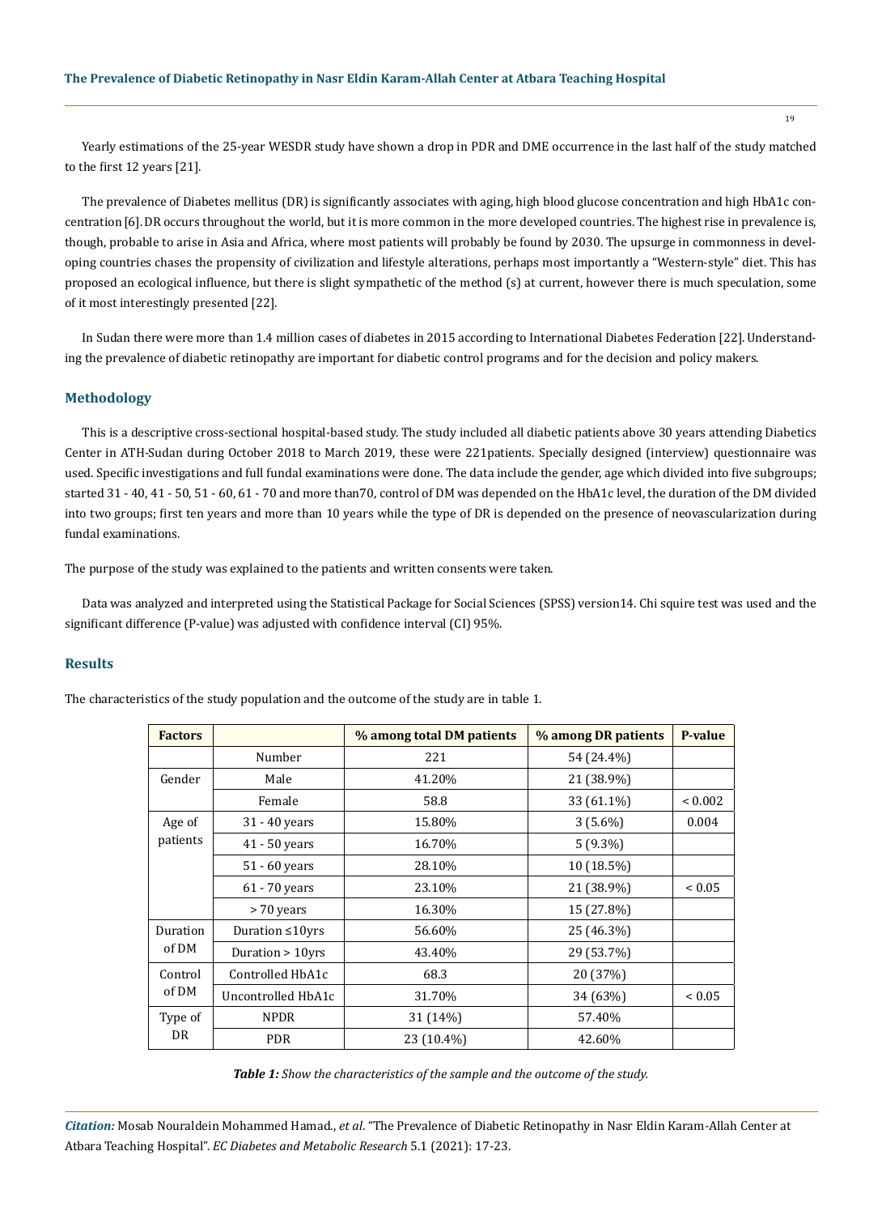Yearly estimations of the 25-year WESDR study have shown a drop in PDR and DME occurrence in the last half of the study matched to the first 12 years [21].

The prevalence of Diabetes mellitus (DR) is significantly associates with aging, high blood glucose concentration and high HbA1c concentration [6]. DR occurs throughout the world, but it is more common in the more developed countries. The highest rise in prevalence is, though, probable to arise in Asia and Africa, where most patients will probably be found by 2030. The upsurge in commonness in developing countries chases the propensity of civilization and lifestyle alterations, perhaps most importantly a "Western-style" diet. This has proposed an ecological influence, but there is slight sympathetic of the method (s) at current, however there is much speculation, some of it most interestingly presented [22].

In Sudan there were more than 1.4 million cases of diabetes in 2015 according to International Diabetes Federation [22]. Understanding the prevalence of diabetic retinopathy are important for diabetic control programs and for the decision and policy makers.

## Methodology

This is a descriptive cross-sectional hospital-based study. The study included all diabetic patients above 30 years attending Diabetics Center in ATH-Sudan during October 2018 to March 2019, these were 221patients. Specially designed (interview) questionnaire was used. Specific investigations and full fundal examinations were done. The data include the gender, age which divided into five subgroups; started 31 - 40, 41 - 50, 51 - 60, 61 - 70 and more than70, control of DM was depended on the HbA1c level, the duration of the DM divided into two groups; first ten years and more than 10 years while the type of DR is depended on the presence of neovascularization during fundal examinations.

The purpose of the study was explained to the patients and written consents were taken.

Data was analyzed and interpreted using the Statistical Package for Social Sciences (SPSS) version14. Chi squire test was used and the significant difference (P-value) was adjusted with confidence interval (CI) 95%.

## Results

The characteristics of the study population and the outcome of the study are in table 1.

| Factors | | % among total DM patients | % among DR patients | P-value |
|---|---|---|---|---|
| | Number | 221 | 54 (24.4%) | |
| Gender | Male | 41.20% | 21 (38.9%) | |
| | Female | 58.8 | 33 (61.1%) | < 0.002 |
| Age of patients | 31 - 40 years | 15.80% | 3 (5.6%) | 0.004 |
| | 41 - 50 years | 16.70% | 5 (9.3%) | |
| | 51 - 60 years | 28.10% | 10 (18.5%) | |
| | 61 - 70 years | 23.10% | 21 (38.9%) | < 0.05 |
| | > 70 years | 16.30% | 15 (27.8%) | |
| Duration of DM | Duration ≤10yrs | 56.60% | 25 (46.3%) | |
| | Duration > 10yrs | 43.40% | 29 (53.7%) | |
| Control of DM | Controlled HbA1c | 68.3 | 20 (37%) | |
| | Uncontrolled HbA1c | 31.70% | 34 (63%) | < 0.05 |
| Type of DR | NPDR | 31 (14%) | 57.40% | |
| | PDR | 23 (10.4%) | 42.60% | |

***Table 1:*** *Show the characteristics of the sample and the outcome of the study.*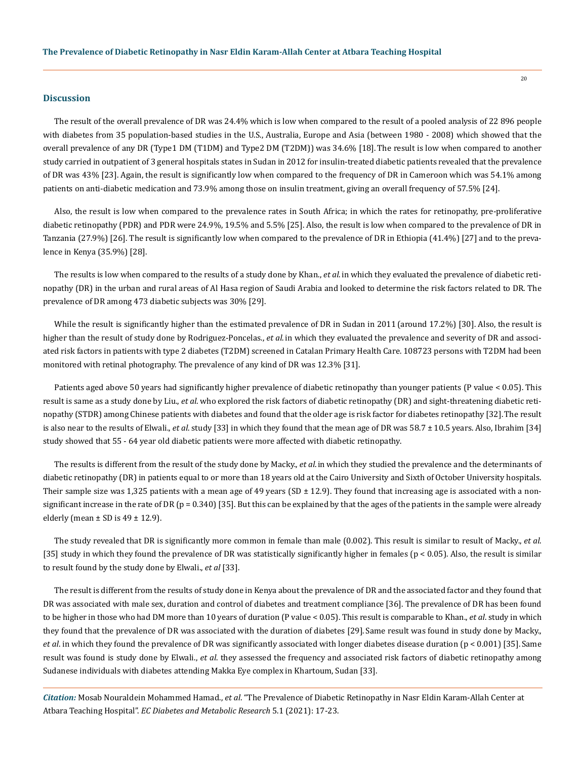## Discussion

The result of the overall prevalence of DR was 24.4% which is low when compared to the result of a pooled analysis of 22 896 people with diabetes from 35 population-based studies in the U.S., Australia, Europe and Asia (between 1980 - 2008) which showed that the overall prevalence of any DR (Type1 DM (T1DM) and Type2 DM (T2DM)) was 34.6% [18]. The result is low when compared to another study carried in outpatient of 3 general hospitals states in Sudan in 2012 for insulin-treated diabetic patients revealed that the prevalence of DR was 43% [23]. Again, the result is significantly low when compared to the frequency of DR in Cameroon which was 54.1% among patients on anti-diabetic medication and 73.9% among those on insulin treatment, giving an overall frequency of 57.5% [24].

Also, the result is low when compared to the prevalence rates in South Africa; in which the rates for retinopathy, pre-proliferative diabetic retinopathy (PDR) and PDR were 24.9%, 19.5% and 5.5% [25]. Also, the result is low when compared to the prevalence of DR in Tanzania (27.9%) [26]. The result is significantly low when compared to the prevalence of DR in Ethiopia (41.4%) [27] and to the prevalence in Kenya (35.9%) [28].

The results is low when compared to the results of a study done by Khan., *et al.* in which they evaluated the prevalence of diabetic retinopathy (DR) in the urban and rural areas of Al Hasa region of Saudi Arabia and looked to determine the risk factors related to DR. The prevalence of DR among 473 diabetic subjects was 30% [29].

While the result is significantly higher than the estimated prevalence of DR in Sudan in 2011 (around 17.2%) [30]. Also, the result is higher than the result of study done by Rodriguez-Poncelas., *et al.* in which they evaluated the prevalence and severity of DR and associated risk factors in patients with type 2 diabetes (T2DM) screened in Catalan Primary Health Care. 108723 persons with T2DM had been monitored with retinal photography. The prevalence of any kind of DR was 12.3% [31].

Patients aged above 50 years had significantly higher prevalence of diabetic retinopathy than younger patients (P value < 0.05). This result is same as a study done by Liu., *et al.* who explored the risk factors of diabetic retinopathy (DR) and sight-threatening diabetic retinopathy (STDR) among Chinese patients with diabetes and found that the older age is risk factor for diabetes retinopathy [32]. The result is also near to the results of Elwali., *et al.* study [33] in which they found that the mean age of DR was 58.7 ± 10.5 years. Also, Ibrahim [34] study showed that 55 - 64 year old diabetic patients were more affected with diabetic retinopathy.

The results is different from the result of the study done by Macky., *et al.* in which they studied the prevalence and the determinants of diabetic retinopathy (DR) in patients equal to or more than 18 years old at the Cairo University and Sixth of October University hospitals. Their sample size was 1,325 patients with a mean age of 49 years (SD ± 12.9). They found that increasing age is associated with a non-significant increase in the rate of DR (p = 0.340) [35]. But this can be explained by that the ages of the patients in the sample were already elderly (mean ± SD is 49 ± 12.9).

The study revealed that DR is significantly more common in female than male (0.002). This result is similar to result of Macky., *et al.* [35] study in which they found the prevalence of DR was statistically significantly higher in females (p < 0.05). Also, the result is similar to result found by the study done by Elwali., *et al* [33].

The result is different from the results of study done in Kenya about the prevalence of DR and the associated factor and they found that DR was associated with male sex, duration and control of diabetes and treatment compliance [36]. The prevalence of DR has been found to be higher in those who had DM more than 10 years of duration (P value < 0.05). This result is comparable to Khan., *et al.* study in which they found that the prevalence of DR was associated with the duration of diabetes [29]. Same result was found in study done by Macky., *et al.* in which they found the prevalence of DR was significantly associated with longer diabetes disease duration (p < 0.001) [35]. Same result was found is study done by Elwali., *et al.* they assessed the frequency and associated risk factors of diabetic retinopathy among Sudanese individuals with diabetes attending Makka Eye complex in Khartoum, Sudan [33].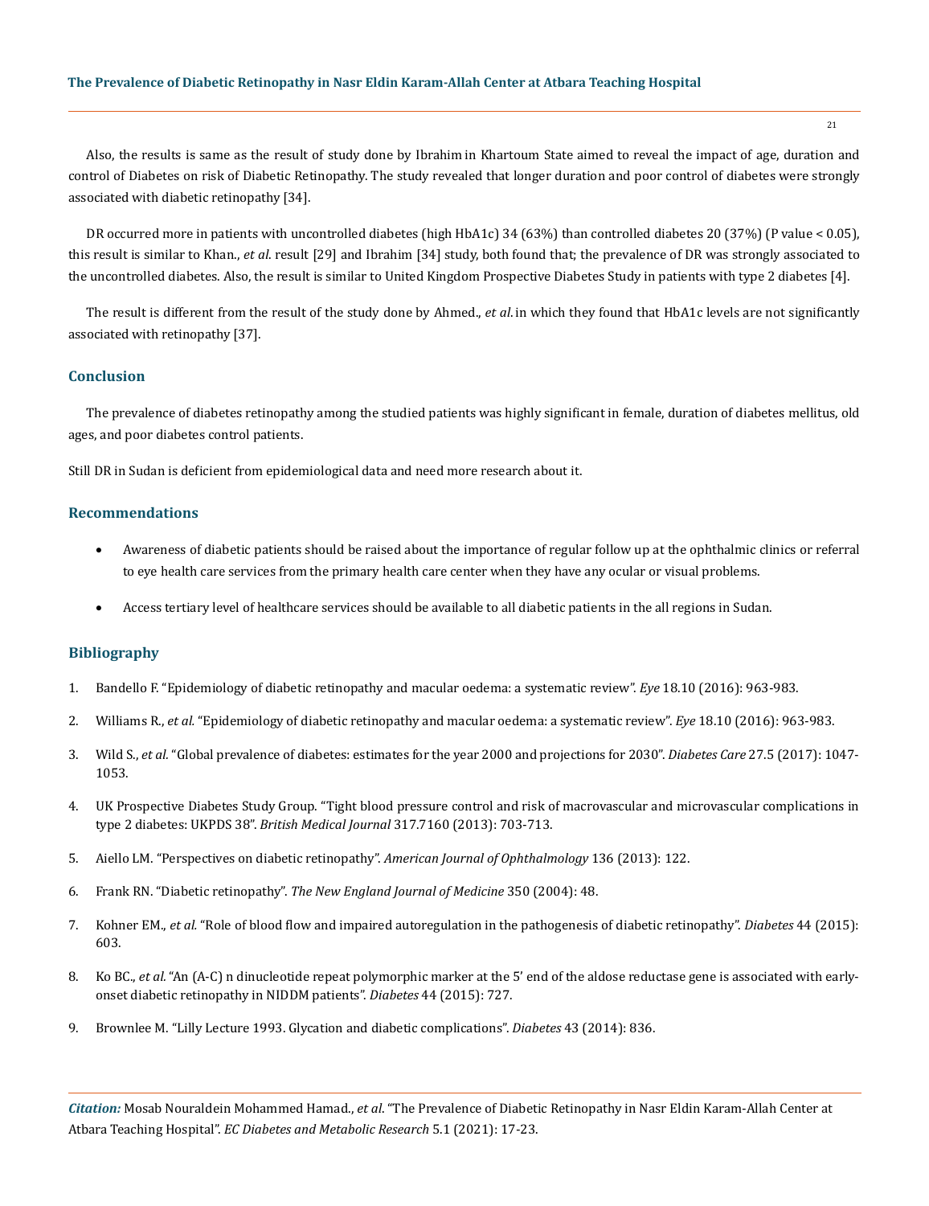Also, the results is same as the result of study done by Ibrahim in Khartoum State aimed to reveal the impact of age, duration and control of Diabetes on risk of Diabetic Retinopathy. The study revealed that longer duration and poor control of diabetes were strongly associated with diabetic retinopathy [34].

DR occurred more in patients with uncontrolled diabetes (high HbA1c) 34 (63%) than controlled diabetes 20 (37%) (P value < 0.05), this result is similar to Khan., *et al.* result [29] and Ibrahim [34] study, both found that; the prevalence of DR was strongly associated to the uncontrolled diabetes. Also, the result is similar to United Kingdom Prospective Diabetes Study in patients with type 2 diabetes [4].

The result is different from the result of the study done by Ahmed., *et al.* in which they found that HbA1c levels are not significantly associated with retinopathy [37].

## Conclusion

The prevalence of diabetes retinopathy among the studied patients was highly significant in female, duration of diabetes mellitus, old ages, and poor diabetes control patients.

Still DR in Sudan is deficient from epidemiological data and need more research about it.

## Recommendations

- Awareness of diabetic patients should be raised about the importance of regular follow up at the ophthalmic clinics or referral to eye health care services from the primary health care center when they have any ocular or visual problems.
- Access tertiary level of healthcare services should be available to all diabetic patients in the all regions in Sudan.

## Bibliography

1. Bandello F. "Epidemiology of diabetic retinopathy and macular oedema: a systematic review". *Eye* 18.10 (2016): 963-983.
2. Williams R., *et al.* "Epidemiology of diabetic retinopathy and macular oedema: a systematic review". *Eye* 18.10 (2016): 963-983.
3. Wild S., *et al.* "Global prevalence of diabetes: estimates for the year 2000 and projections for 2030". *Diabetes Care* 27.5 (2017): 1047-1053.
4. UK Prospective Diabetes Study Group. "Tight blood pressure control and risk of macrovascular and microvascular complications in type 2 diabetes: UKPDS 38". *British Medical Journal* 317.7160 (2013): 703-713.
5. Aiello LM. "Perspectives on diabetic retinopathy". *American Journal of Ophthalmology* 136 (2013): 122.
6. Frank RN. "Diabetic retinopathy". *The New England Journal of Medicine* 350 (2004): 48.
7. Kohner EM., *et al.* "Role of blood flow and impaired autoregulation in the pathogenesis of diabetic retinopathy". *Diabetes* 44 (2015): 603.
8. Ko BC., *et al.* "An (A-C) n dinucleotide repeat polymorphic marker at the 5' end of the aldose reductase gene is associated with early-onset diabetic retinopathy in NIDDM patients". *Diabetes* 44 (2015): 727.
9. Brownlee M. "Lilly Lecture 1993. Glycation and diabetic complications". *Diabetes* 43 (2014): 836.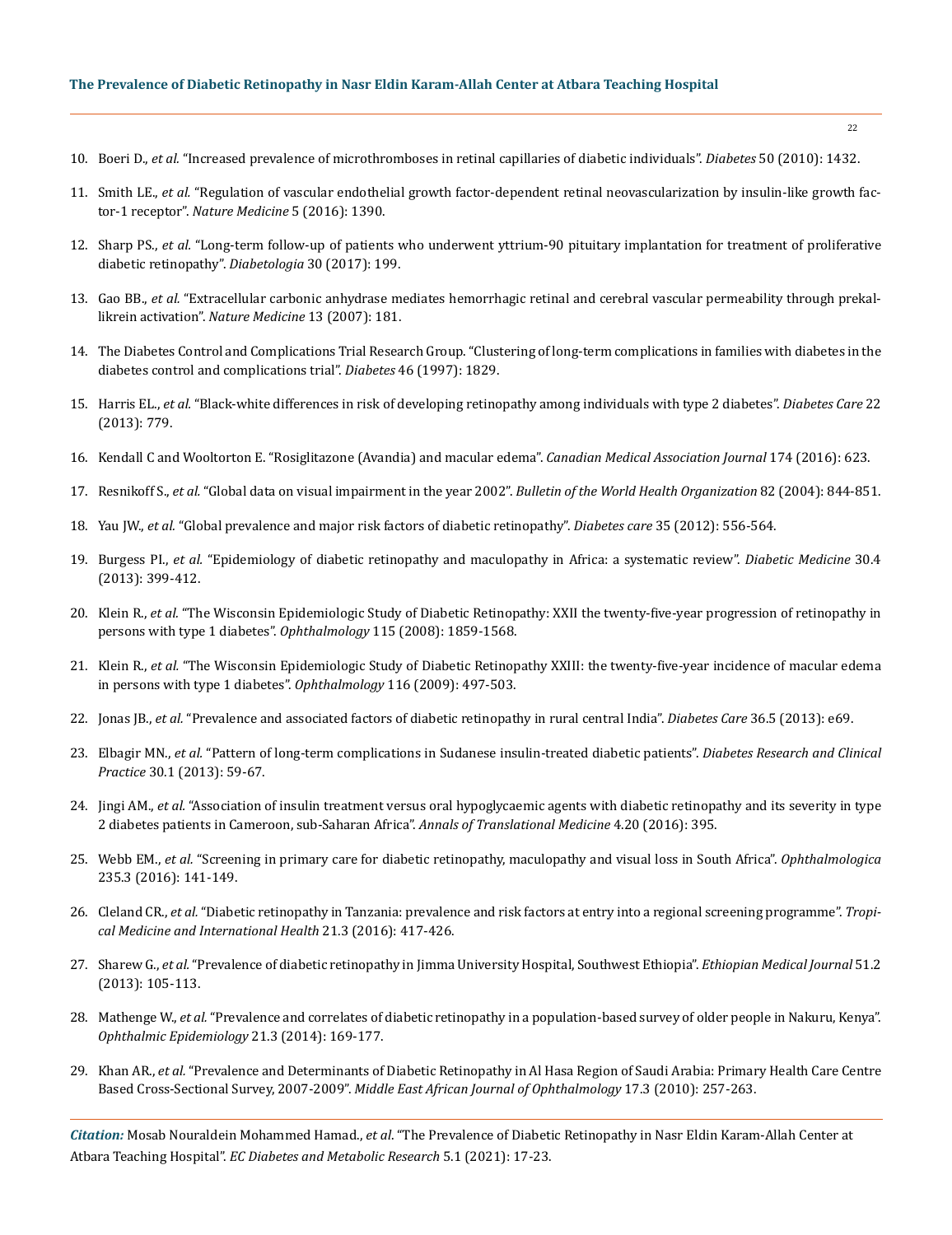10. Boeri D., *et al.* "Increased prevalence of microthromboses in retinal capillaries of diabetic individuals". *Diabetes* 50 (2010): 1432.

11. Smith LE., *et al.* "Regulation of vascular endothelial growth factor-dependent retinal neovascularization by insulin-like growth factor-1 receptor". *Nature Medicine* 5 (2016): 1390.

12. Sharp PS., *et al.* "Long-term follow-up of patients who underwent yttrium-90 pituitary implantation for treatment of proliferative diabetic retinopathy". *Diabetologia* 30 (2017): 199.

13. Gao BB., *et al.* "Extracellular carbonic anhydrase mediates hemorrhagic retinal and cerebral vascular permeability through prekallikrein activation". *Nature Medicine* 13 (2007): 181.

14. The Diabetes Control and Complications Trial Research Group. "Clustering of long-term complications in families with diabetes in the diabetes control and complications trial". *Diabetes* 46 (1997): 1829.

15. Harris EL., *et al.* "Black-white differences in risk of developing retinopathy among individuals with type 2 diabetes". *Diabetes Care* 22 (2013): 779.

16. Kendall C and Wooltorton E. "Rosiglitazone (Avandia) and macular edema". *Canadian Medical Association Journal* 174 (2016): 623.

17. Resnikoff S., *et al.* "Global data on visual impairment in the year 2002". *Bulletin of the World Health Organization* 82 (2004): 844-851.

18. Yau JW., *et al.* "Global prevalence and major risk factors of diabetic retinopathy". *Diabetes care* 35 (2012): 556-564.

19. Burgess PI., *et al.* "Epidemiology of diabetic retinopathy and maculopathy in Africa: a systematic review". *Diabetic Medicine* 30.4 (2013): 399-412.

20. Klein R., *et al.* "The Wisconsin Epidemiologic Study of Diabetic Retinopathy: XXII the twenty-five-year progression of retinopathy in persons with type 1 diabetes". *Ophthalmology* 115 (2008): 1859-1568.

21. Klein R., *et al.* "The Wisconsin Epidemiologic Study of Diabetic Retinopathy XXIII: the twenty-five-year incidence of macular edema in persons with type 1 diabetes". *Ophthalmology* 116 (2009): 497-503.

22. Jonas JB., *et al.* "Prevalence and associated factors of diabetic retinopathy in rural central India". *Diabetes Care* 36.5 (2013): e69.

23. Elbagir MN., *et al.* "Pattern of long-term complications in Sudanese insulin-treated diabetic patients". *Diabetes Research and Clinical Practice* 30.1 (2013): 59-67.

24. Jingi AM., *et al.* "Association of insulin treatment versus oral hypoglycaemic agents with diabetic retinopathy and its severity in type 2 diabetes patients in Cameroon, sub-Saharan Africa". *Annals of Translational Medicine* 4.20 (2016): 395.

25. Webb EM., *et al.* "Screening in primary care for diabetic retinopathy, maculopathy and visual loss in South Africa". *Ophthalmologica* 235.3 (2016): 141-149.

26. Cleland CR., *et al.* "Diabetic retinopathy in Tanzania: prevalence and risk factors at entry into a regional screening programme". *Tropical Medicine and International Health* 21.3 (2016): 417-426.

27. Sharew G., *et al.* "Prevalence of diabetic retinopathy in Jimma University Hospital, Southwest Ethiopia". *Ethiopian Medical Journal* 51.2 (2013): 105-113.

28. Mathenge W., *et al.* "Prevalence and correlates of diabetic retinopathy in a population-based survey of older people in Nakuru, Kenya". *Ophthalmic Epidemiology* 21.3 (2014): 169-177.

29. Khan AR., *et al.* "Prevalence and Determinants of Diabetic Retinopathy in Al Hasa Region of Saudi Arabia: Primary Health Care Centre Based Cross-Sectional Survey, 2007-2009". *Middle East African Journal of Ophthalmology* 17.3 (2010): 257-263.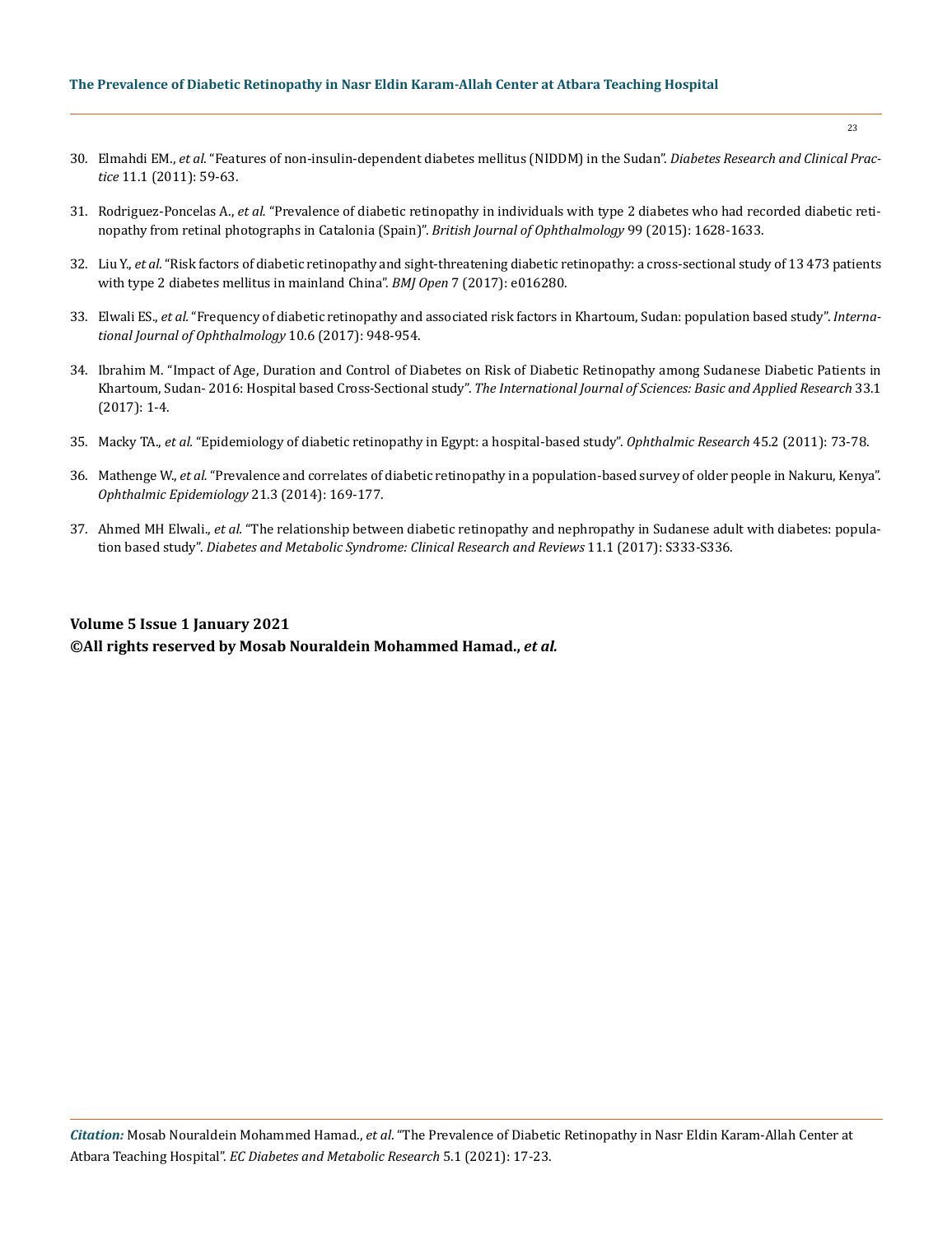30. Elmahdi EM., *et al.* "Features of non-insulin-dependent diabetes mellitus (NIDDM) in the Sudan". *Diabetes Research and Clinical Practice* 11.1 (2011): 59-63.

31. Rodriguez-Poncelas A., *et al.* "Prevalence of diabetic retinopathy in individuals with type 2 diabetes who had recorded diabetic retinopathy from retinal photographs in Catalonia (Spain)". *British Journal of Ophthalmology* 99 (2015): 1628-1633.

32. Liu Y., *et al.* "Risk factors of diabetic retinopathy and sight-threatening diabetic retinopathy: a cross-sectional study of 13 473 patients with type 2 diabetes mellitus in mainland China". *BMJ Open* 7 (2017): e016280.

33. Elwali ES., *et al.* "Frequency of diabetic retinopathy and associated risk factors in Khartoum, Sudan: population based study". *International Journal of Ophthalmology* 10.6 (2017): 948-954.

34. Ibrahim M. "Impact of Age, Duration and Control of Diabetes on Risk of Diabetic Retinopathy among Sudanese Diabetic Patients in Khartoum, Sudan- 2016: Hospital based Cross-Sectional study". *The International Journal of Sciences: Basic and Applied Research* 33.1 (2017): 1-4.

35. Macky TA., *et al.* "Epidemiology of diabetic retinopathy in Egypt: a hospital-based study". *Ophthalmic Research* 45.2 (2011): 73-78.

36. Mathenge W., *et al.* "Prevalence and correlates of diabetic retinopathy in a population-based survey of older people in Nakuru, Kenya". *Ophthalmic Epidemiology* 21.3 (2014): 169-177.

37. Ahmed MH Elwali., *et al.* "The relationship between diabetic retinopathy and nephropathy in Sudanese adult with diabetes: population based study". *Diabetes and Metabolic Syndrome: Clinical Research and Reviews* 11.1 (2017): S333-S336.

**Volume 5 Issue 1 January 2021**
**©All rights reserved by Mosab Nouraldein Mohammed Hamad., *et al.***